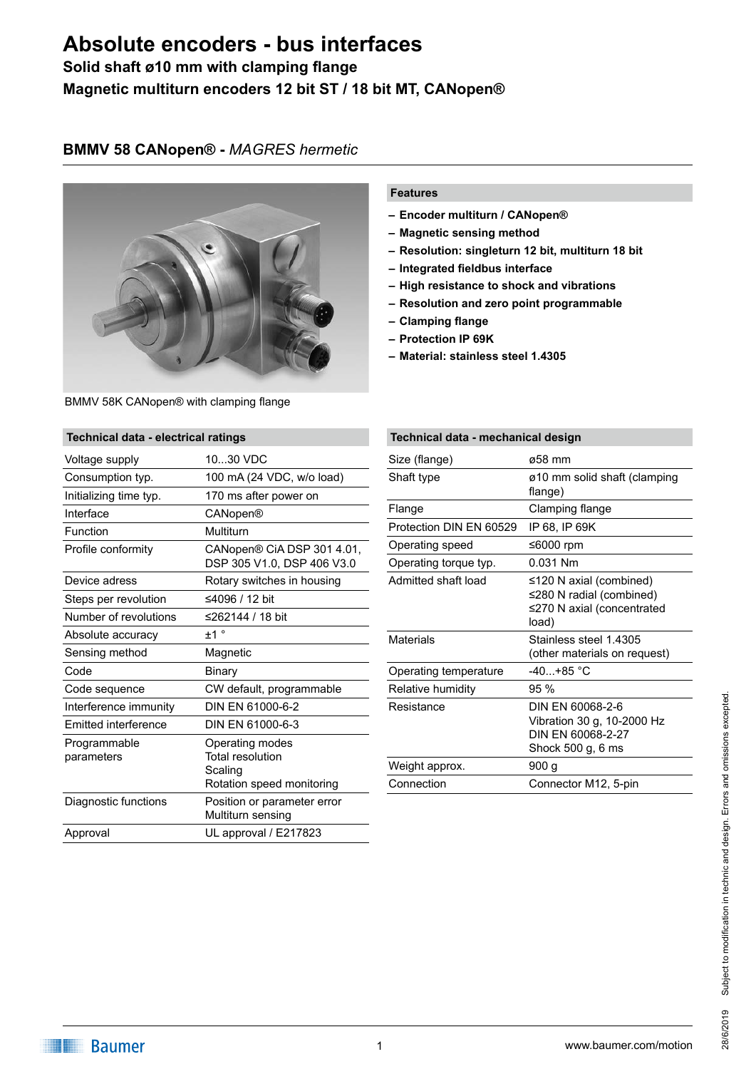# Absolute encoders - bus interfaces

**Solid shaft ø10 mm with clamping flange**

**Magnetic multiturn encoders 12 bit ST / 18 bit MT, CANopen®**

## BMMV 58 CANopen® - *MAGRES hermetic*

BMMV 58K CANopen® with clamping flange

### Features

- **Encoder multiturn / CANopen®**
- **Magnetic sensing method**
- **Resolution: singleturn 12 bit, multiturn 18 bit**
- **Integrated fieldbus interface**
- **High resistance to shock and vibrations**
- **Resolution and zero point programmable**
- **Clamping flange**
- **Protection IP 69K**
- **Material: stainless steel 1.4305**

### Technical data - electrical ratings

| | |
|---|---|
| Voltage supply | 10...30 VDC |
| Consumption typ. | 100 mA (24 VDC, w/o load) |
| Initializing time typ. | 170 ms after power on |
| Interface | CANopen® |
| Function | Multiturn |
| Profile conformity | CANopen® CiA DSP 301 4.01, DSP 305 V1.0, DSP 406 V3.0 |
| Device adress | Rotary switches in housing |
| Steps per revolution | ≤4096 / 12 bit |
| Number of revolutions | ≤262144 / 18 bit |
| Absolute accuracy | ±1 ° |
| Sensing method | Magnetic |
| Code | Binary |
| Code sequence | CW default, programmable |
| Interference immunity | DIN EN 61000-6-2 |
| Emitted interference | DIN EN 61000-6-3 |
| Programmable parameters | Operating modes<br>Total resolution<br>Scaling<br>Rotation speed monitoring |
| Diagnostic functions | Position or parameter error<br>Multiturn sensing |
| Approval | UL approval / E217823 |

### Technical data - mechanical design

| | |
|---|---|
| Size (flange) | ø58 mm |
| Shaft type | ø10 mm solid shaft (clamping flange) |
| Flange | Clamping flange |
| Protection DIN EN 60529 | IP 68, IP 69K |
| Operating speed | ≤6000 rpm |
| Operating torque typ. | 0.031 Nm |
| Admitted shaft load | ≤120 N axial (combined)<br>≤280 N radial (combined)<br>≤270 N axial (concentrated load) |
| Materials | Stainless steel 1.4305 (other materials on request) |
| Operating temperature | -40...+85 °C |
| Relative humidity | 95 % |
| Resistance | DIN EN 60068-2-6<br>Vibration 30 g, 10-2000 Hz<br>DIN EN 60068-2-27<br>Shock 500 g, 6 ms |
| Weight approx. | 900 g |
| Connection | Connector M12, 5-pin |

Subject to modification in technic and design. Errors and omissions excepted.

28/6/2019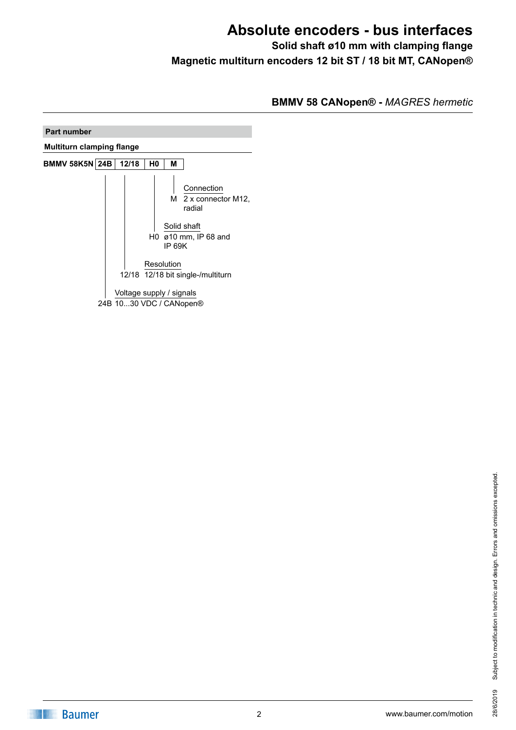# Absolute encoders - bus interfaces

**Solid shaft ø10 mm with clamping flange**

**Magnetic multiturn encoders 12 bit ST / 18 bit MT, CANopen®**

**BMMV 58 CANopen® -** *MAGRES hermetic*

## Part number

**Multiturn clamping flange**

| **BMMV 58K5N** | **24B** | **12/18** | **H0** | **M** |
|---|---|---|---|---|

**Connection**
- M 2 x connector M12, radial

**Solid shaft**
- H0 ø10 mm, IP 68 and IP 69K

**Resolution**
- 12/18 12/18 bit single-/multiturn

**Voltage supply / signals**
- 24B 10...30 VDC / CANopen®

Subject to modification in technic and design. Errors and omissions excepted.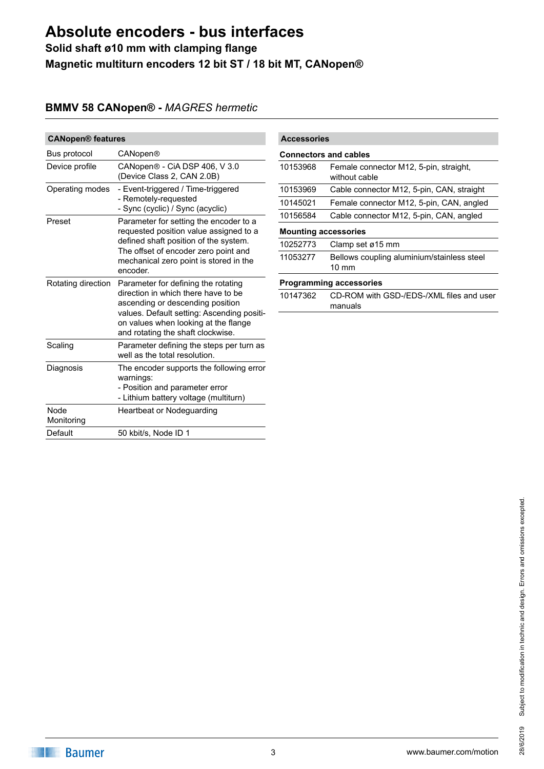# Absolute encoders - bus interfaces

**Solid shaft ø10 mm with clamping flange**

**Magnetic multiturn encoders 12 bit ST / 18 bit MT, CANopen®**

## BMMV 58 CANopen® - *MAGRES hermetic*

| CANopen® features | |
|---|---|
| Bus protocol | CANopen® |
| Device profile | CANopen® - CiA DSP 406, V 3.0 (Device Class 2, CAN 2.0B) |
| Operating modes | - Event-triggered / Time-triggered<br>- Remotely-requested<br>- Sync (cyclic) / Sync (acyclic) |
| Preset | Parameter for setting the encoder to a requested position value assigned to a defined shaft position of the system. The offset of encoder zero point and mechanical zero point is stored in the encoder. |
| Rotating direction | Parameter for defining the rotating direction in which there have to be ascending or descending position values. Default setting: Ascending position values when looking at the flange and rotating the shaft clockwise. |
| Scaling | Parameter defining the steps per turn as well as the total resolution. |
| Diagnosis | The encoder supports the following error warnings:<br>- Position and parameter error<br>- Lithium battery voltage (multiturn) |
| Node Monitoring | Heartbeat or Nodeguarding |
| Default | 50 kbit/s, Node ID 1 |

| Accessories | |
|---|---|
| **Connectors and cables** | |
| 10153968 | Female connector M12, 5-pin, straight, without cable |
| 10153969 | Cable connector M12, 5-pin, CAN, straight |
| 10145021 | Female connector M12, 5-pin, CAN, angled |
| 10156584 | Cable connector M12, 5-pin, CAN, angled |
| **Mounting accessories** | |
| 10252773 | Clamp set ø15 mm |
| 11053277 | Bellows coupling aluminium/stainless steel 10 mm |
| **Programming accessories** | |
| 10147362 | CD-ROM with GSD-/EDS-/XML files and user manuals |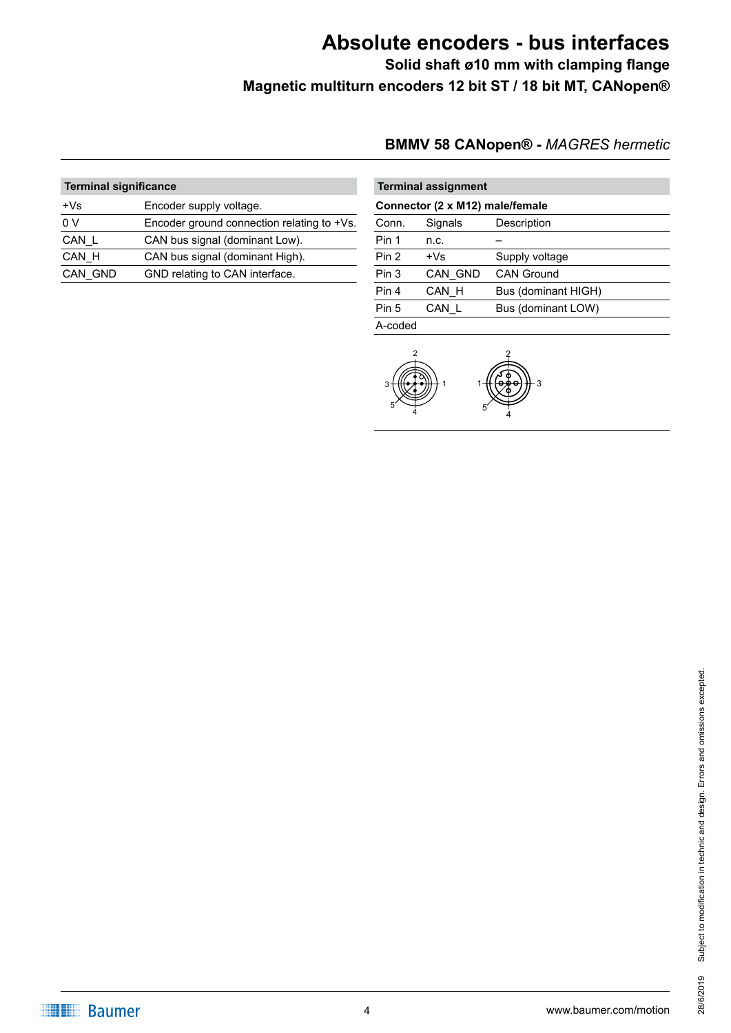# Absolute encoders - bus interfaces

**Solid shaft ø10 mm with clamping flange**

**Magnetic multiturn encoders 12 bit ST / 18 bit MT, CANopen®**

**BMMV 58 CANopen® -** ***MAGRES hermetic***

| Terminal significance | |
|---|---|
| +Vs | Encoder supply voltage. |
| 0 V | Encoder ground connection relating to +Vs. |
| CAN_L | CAN bus signal (dominant Low). |
| CAN_H | CAN bus signal (dominant High). |
| CAN_GND | GND relating to CAN interface. |

**Terminal assignment**

**Connector (2 x M12) male/female**

| Conn. | Signals | Description |
|---|---|---|
| Pin 1 | n.c. | – |
| Pin 2 | +Vs | Supply voltage |
| Pin 3 | CAN_GND | CAN Ground |
| Pin 4 | CAN_H | Bus (dominant HIGH) |
| Pin 5 | CAN_L | Bus (dominant LOW) |
| A-coded | | |

Subject to modification in technic and design. Errors and omissions excepted.

28/6/2019

www.baumer.com/motion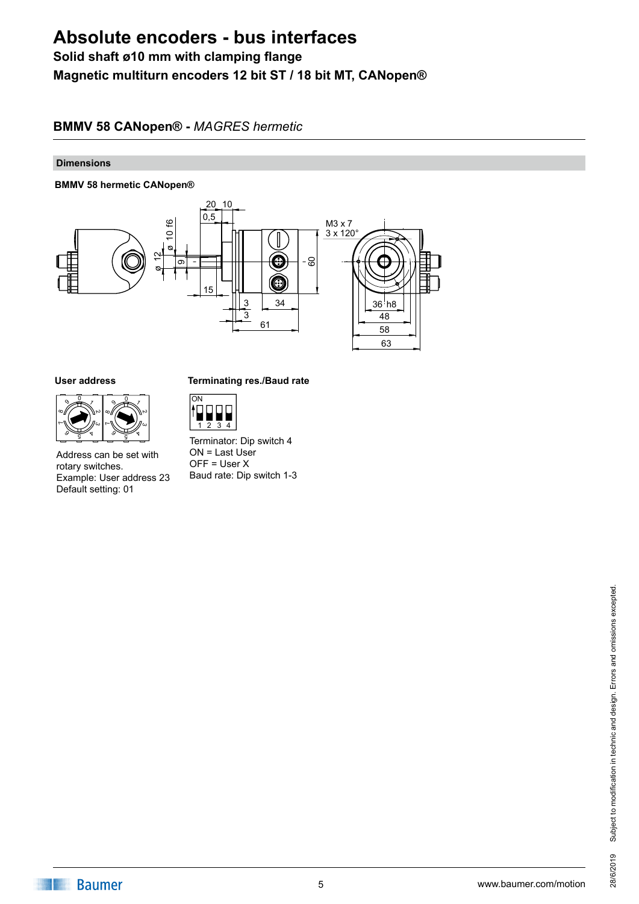# Absolute encoders - bus interfaces

**Solid shaft ø10 mm with clamping flange**

**Magnetic multiturn encoders 12 bit ST / 18 bit MT, CANopen®**

## BMMV 58 CANopen® - *MAGRES hermetic*

### Dimensions

**BMMV 58 hermetic CANopen®**

**User address**

Address can be set with rotary switches.
Example: User address 23
Default setting: 01

**Terminating res./Baud rate**

Terminator: Dip switch 4
ON = Last User
OFF = User X
Baud rate: Dip switch 1-3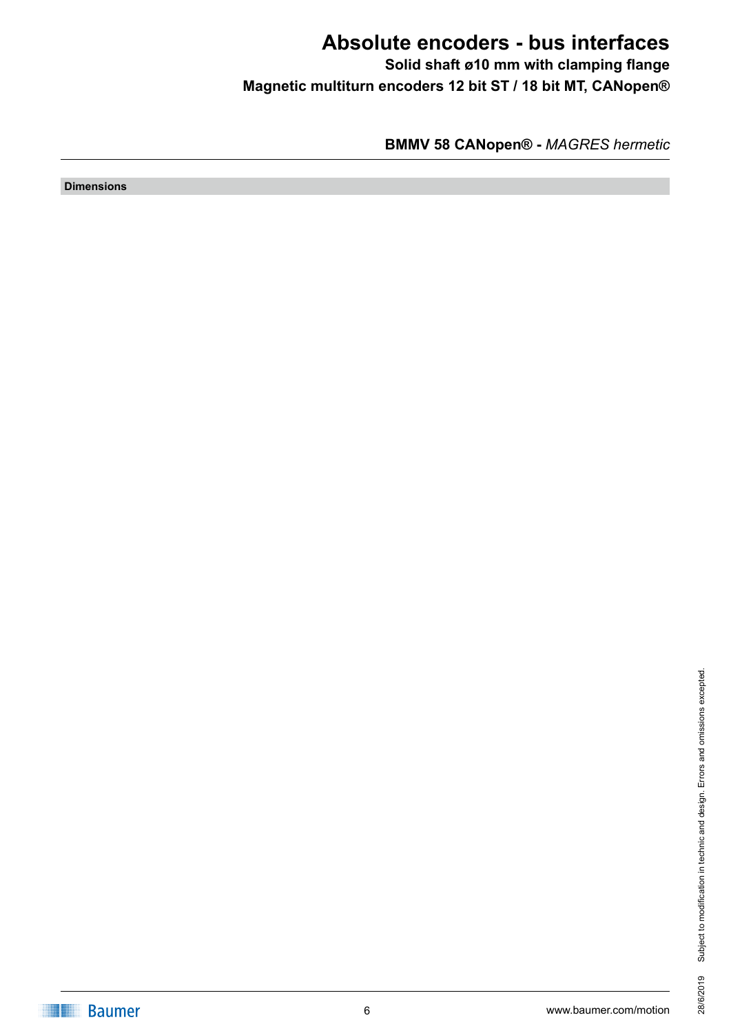# Absolute encoders - bus interfaces

**Solid shaft ø10 mm with clamping flange**

**Magnetic multiturn encoders 12 bit ST / 18 bit MT, CANopen®**

**BMMV 58 CANopen® -** *MAGRES hermetic*

**Dimensions**